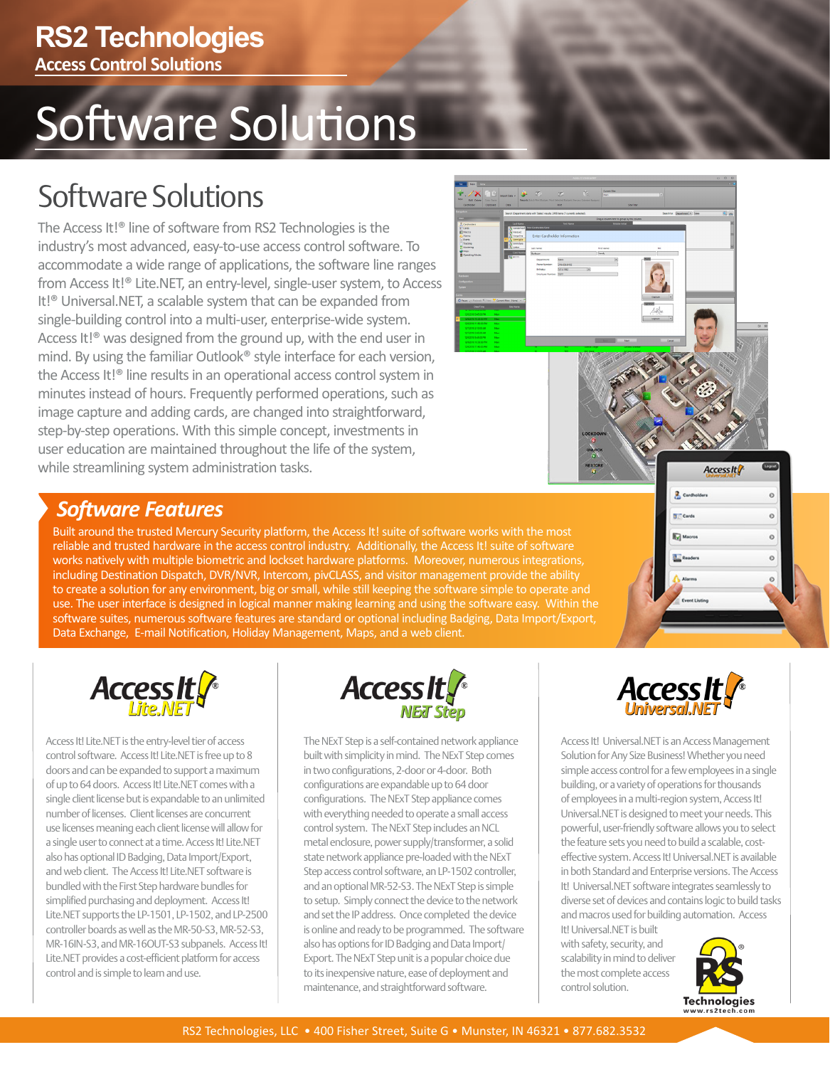RS2 Technologies

Access Control Solutions

# Software Solutions

## Software Solutions

The Access It!® line of software from RS2 Technologies is the industry's most advanced, easy-to-use access control software. To accommodate a wide range of applications, the software line ranges from Access It!® Lite.NET, an entry-level, single-user system, to Access It!® Universal.NET, a scalable system that can be expanded from single-building control into a multi-user, enterprise-wide system. Access It!® was designed from the ground up, with the end user in mind. By using the familiar Outlook® style interface for each version, the Access It!® line results in an operational access control system in minutes instead of hours. Frequently performed operations, such as image capture and adding cards, are changed into straightforward, step-by-step operations. With this simple concept, investments in user education are maintained throughout the life of the system, while streamlining system administration tasks.

## *Software Features*

Built around the trusted Mercury Security platform, the Access It! suite of software works with the most reliable and trusted hardware in the access control industry. Additionally, the Access It! suite of software works natively with multiple biometric and lockset hardware platforms. Moreover, numerous integrations, including Destination Dispatch, DVR/NVR, Intercom, pivCLASS, and visitor management provide the ability to create a solution for any environment, big or small, while still keeping the software simple to operate and use. The user interface is designed in logical manner making learning and using the software easy. Within the software suites, numerous software features are standard or optional including Badging, Data Import/Export, Data Exchange, E-mail Notification, Holiday Management, Maps, and a web client.

### Access It! Lite.NET

Access It! Lite.NET is the entry-level tier of access control software. Access It! Lite.NET is free up to 8 doors and can be expanded to support a maximum of up to 64 doors. Access It! Lite.NET comes with a single client license but is expandable to an unlimited number of licenses. Client licenses are concurrent use licenses meaning each client license will allow for a single user to connect at a time. Access It! Lite.NET also has optional ID Badging, Data Import/Export, and web client. The Access It! Lite.NET software is bundled with the First Step hardware bundles for simplified purchasing and deployment. Access It! Lite.NET supports the LP-1501, LP-1502, and LP-2500 controller boards as well as the MR-50-S3, MR-52-S3, MR-16IN-S3, and MR-16OUT-S3 subpanels. Access It! Lite.NET provides a cost-efficient platform for access control and is simple to learn and use.

### Access It! NExT Step

The NExT Step is a self-contained network appliance built with simplicity in mind. The NExT Step comes in two configurations, 2-door or 4-door. Both configurations are expandable up to 64 door configurations. The NExT Step appliance comes with everything needed to operate a small access control system. The NExT Step includes an NCL metal enclosure, power supply/transformer, a solid state network appliance pre-loaded with the NExT Step access control software, an LP-1502 controller, and an optional MR-52-S3. The NExT Step is simple to setup. Simply connect the device to the network and set the IP address. Once completed the device is online and ready to be programmed. The software also has options for ID Badging and Data Import/Export. The NExT Step unit is a popular choice due to its inexpensive nature, ease of deployment and maintenance, and straightforward software.

### Access It! Universal.NET

Access It! Universal.NET is an Access Management Solution for Any Size Business! Whether you need simple access control for a few employees in a single building, or a variety of operations for thousands of employees in a multi-region system, Access It! Universal.NET is designed to meet your needs. This powerful, user-friendly software allows you to select the feature sets you need to build a scalable, cost-effective system. Access It! Universal.NET is available in both Standard and Enterprise versions. The Access It! Universal.NET software integrates seamlessly to diverse set of devices and contains logic to build tasks and macros used for building automation. Access It! Universal.NET is built with safety, security, and scalability in mind to deliver the most complete access control solution.

RS2 Technologies
www.rs2tech.com

RS2 Technologies, LLC • 400 Fisher Street, Suite G • Munster, IN 46321 • 877.682.3532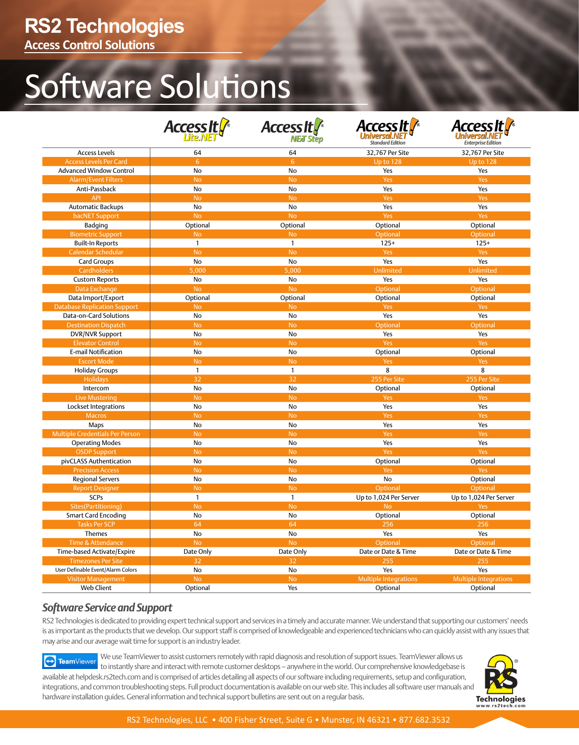# RS2 Technologies

## Access Control Solutions

# Software Solutions

| | Access It! Lite.NET | Access It! NET Step | Access It! Universal.NET Standard Edition | Access It! Universal.NET Enterprise Edition |
|---|---|---|---|---|
| Access Levels | 64 | 64 | 32,767 Per Site | 32,767 Per Site |
| Access Levels Per Card | 6 | 6 | Up to 128 | Up to 128 |
| Advanced Window Control | No | No | Yes | Yes |
| Alarm/Event Filters | No | No | Yes | Yes |
| Anti-Passback | No | No | Yes | Yes |
| API | No | No | Yes | Yes |
| Automatic Backups | No | No | Yes | Yes |
| bacNET Support | No | No | Yes | Yes |
| Badging | Optional | Optional | Optional | Optional |
| Biometric Support | No | No | Optional | Optional |
| Built-In Reports | 1 | 1 | 125+ | 125+ |
| Calendar Schedular | No | No | Yes | Yes |
| Card Groups | No | No | Yes | Yes |
| Cardholders | 5,000 | 5,000 | Unlimited | Unlimited |
| Custom Reports | No | No | Yes | Yes |
| Data Exchange | No | No | Optional | Optional |
| Data Import/Export | Optional | Optional | Optional | Optional |
| Database Replication Support | No | No | Yes | Yes |
| Data-on-Card Solutions | No | No | Yes | Yes |
| Destination Dispatch | No | No | Optional | Optional |
| DVR/NVR Support | No | No | Yes | Yes |
| Elevator Control | No | No | Yes | Yes |
| E-mail Notification | No | No | Optional | Optional |
| Escort Mode | No | No | Yes | Yes |
| Holiday Groups | 1 | 1 | 8 | 8 |
| Holidays | 32 | 32 | 255 Per Site | 255 Per Site |
| Intercom | No | No | Optional | Optional |
| Live Mustering | No | No | Yes | Yes |
| Lockset Integrations | No | No | Yes | Yes |
| Macros | No | No | Yes | Yes |
| Maps | No | No | Yes | Yes |
| Multiple Credentials Per Person | No | No | Yes | Yes |
| Operating Modes | No | No | Yes | Yes |
| OSDP Support | No | No | Yes | Yes |
| pivCLASS Authentication | No | No | Optional | Optional |
| Precision Access | No | No | Yes | Yes |
| Regional Servers | No | No | No | Optional |
| Report Designer | No | No | Optional | Optional |
| SCPs | 1 | 1 | Up to 1,024 Per Server | Up to 1,024 Per Server |
| Sites(Partitioning) | No | No | No | Yes |
| Smart Card Encoding | No | No | Optional | Optional |
| Tasks Per SCP | 64 | 64 | 256 | 256 |
| Themes | No | No | Yes | Yes |
| Time & Attendance | No | No | Optional | Optional |
| Time-based Activate/Expire | Date Only | Date Only | Date or Date & Time | Date or Date & Time |
| Timezones Per Site | 32 | 32 | 255 | 255 |
| User Definable Event/Alarm Colors | No | No | Yes | Yes |
| Visitor Management | No | No | Multiple Integrations | Multiple Integrations |
| Web Client | Optional | Yes | Optional | Optional |

## *Software Service and Support*

RS2 Technologies is dedicated to providing expert technical support and services in a timely and accurate manner. We understand that supporting our customers' needs is as important as the products that we develop. Our support staff is comprised of knowledgeable and experienced technicians who can quickly assist with any issues that may arise and our average wait time for support is an industry leader.

We use TeamViewer to assist customers remotely with rapid diagnosis and resolution of support issues. TeamViewer allows us to instantly share and interact with remote customer desktops – anywhere in the world. Our comprehensive knowledgebase is available at helpdesk.rs2tech.com and is comprised of articles detailing all aspects of our software including requirements, setup and configuration, integrations, and common troubleshooting steps. Full product documentation is available on our web site. This includes all software user manuals and hardware installation guides. General information and technical support bulletins are sent out on a regular basis.

RS2 Technologies, LLC • 400 Fisher Street, Suite G • Munster, IN 46321 • 877.682.3532